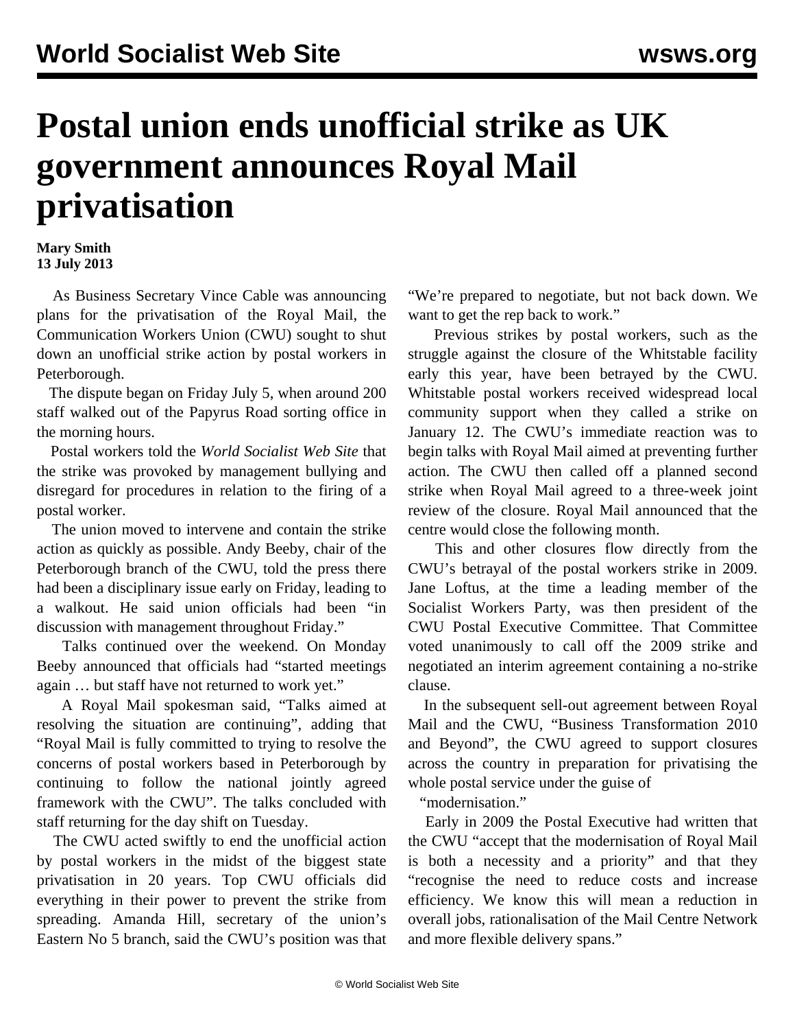# Postal union ends unofficial strike as UK government announces Royal Mail privatisation

**Mary Smith**
**13 July 2013**

As Business Secretary Vince Cable was announcing plans for the privatisation of the Royal Mail, the Communication Workers Union (CWU) sought to shut down an unofficial strike action by postal workers in Peterborough.

The dispute began on Friday July 5, when around 200 staff walked out of the Papyrus Road sorting office in the morning hours.

Postal workers told the *World Socialist Web Site* that the strike was provoked by management bullying and disregard for procedures in relation to the firing of a postal worker.

The union moved to intervene and contain the strike action as quickly as possible. Andy Beeby, chair of the Peterborough branch of the CWU, told the press there had been a disciplinary issue early on Friday, leading to a walkout. He said union officials had been "in discussion with management throughout Friday."

Talks continued over the weekend. On Monday Beeby announced that officials had "started meetings again … but staff have not returned to work yet."

A Royal Mail spokesman said, "Talks aimed at resolving the situation are continuing", adding that "Royal Mail is fully committed to trying to resolve the concerns of postal workers based in Peterborough by continuing to follow the national jointly agreed framework with the CWU". The talks concluded with staff returning for the day shift on Tuesday.

The CWU acted swiftly to end the unofficial action by postal workers in the midst of the biggest state privatisation in 20 years. Top CWU officials did everything in their power to prevent the strike from spreading. Amanda Hill, secretary of the union's Eastern No 5 branch, said the CWU's position was that "We're prepared to negotiate, but not back down. We want to get the rep back to work."

Previous strikes by postal workers, such as the struggle against the closure of the Whitstable facility early this year, have been betrayed by the CWU. Whitstable postal workers received widespread local community support when they called a strike on January 12. The CWU's immediate reaction was to begin talks with Royal Mail aimed at preventing further action. The CWU then called off a planned second strike when Royal Mail agreed to a three-week joint review of the closure. Royal Mail announced that the centre would close the following month.

This and other closures flow directly from the CWU's betrayal of the postal workers strike in 2009. Jane Loftus, at the time a leading member of the Socialist Workers Party, was then president of the CWU Postal Executive Committee. That Committee voted unanimously to call off the 2009 strike and negotiated an interim agreement containing a no-strike clause.

In the subsequent sell-out agreement between Royal Mail and the CWU, "Business Transformation 2010 and Beyond", the CWU agreed to support closures across the country in preparation for privatising the whole postal service under the guise of "modernisation."

Early in 2009 the Postal Executive had written that the CWU "accept that the modernisation of Royal Mail is both a necessity and a priority" and that they "recognise the need to reduce costs and increase efficiency. We know this will mean a reduction in overall jobs, rationalisation of the Mail Centre Network and more flexible delivery spans."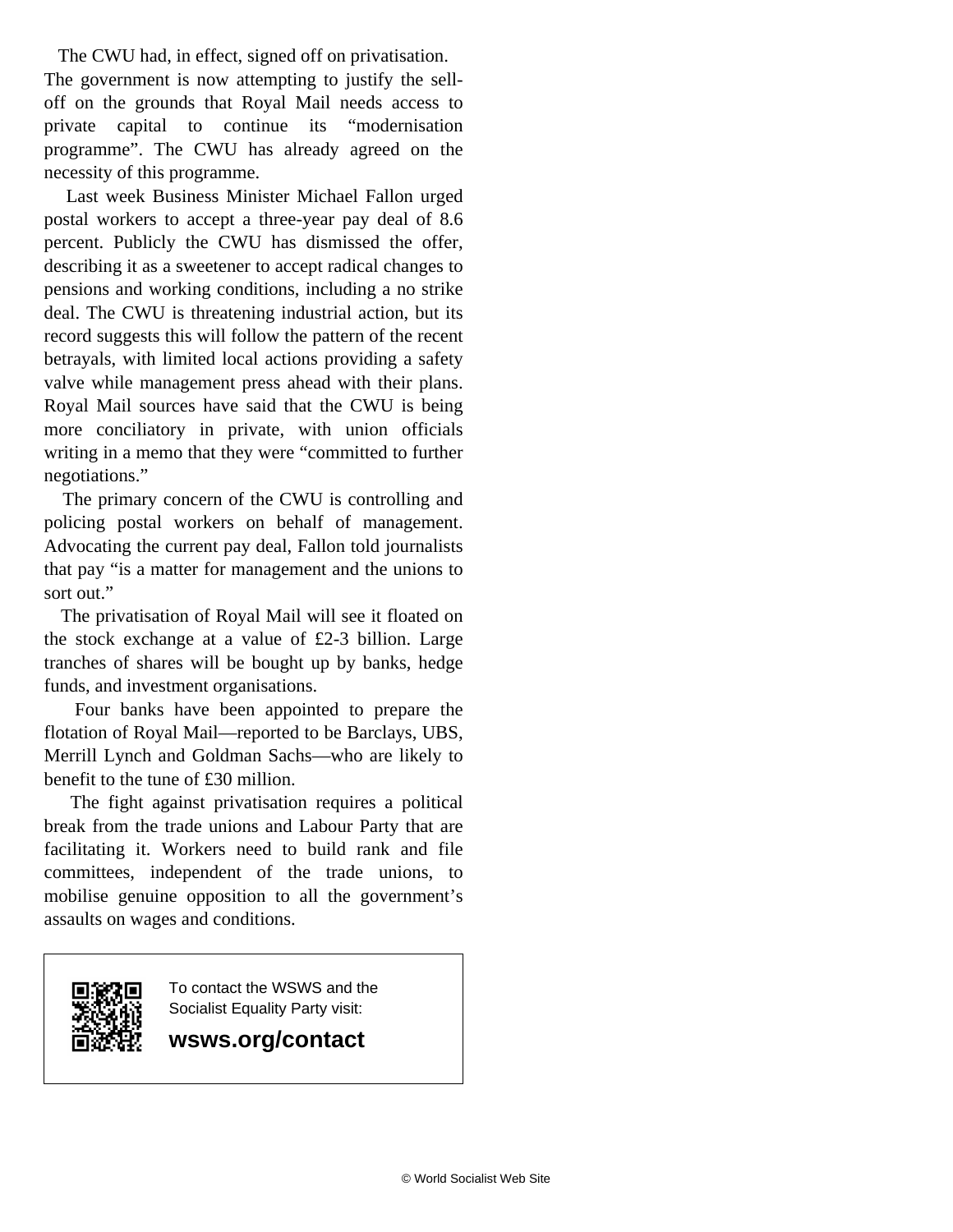The CWU had, in effect, signed off on privatisation. The government is now attempting to justify the sell-off on the grounds that Royal Mail needs access to private capital to continue its "modernisation programme". The CWU has already agreed on the necessity of this programme.

Last week Business Minister Michael Fallon urged postal workers to accept a three-year pay deal of 8.6 percent. Publicly the CWU has dismissed the offer, describing it as a sweetener to accept radical changes to pensions and working conditions, including a no strike deal. The CWU is threatening industrial action, but its record suggests this will follow the pattern of the recent betrayals, with limited local actions providing a safety valve while management press ahead with their plans. Royal Mail sources have said that the CWU is being more conciliatory in private, with union officials writing in a memo that they were "committed to further negotiations."

The primary concern of the CWU is controlling and policing postal workers on behalf of management. Advocating the current pay deal, Fallon told journalists that pay "is a matter for management and the unions to sort out."

The privatisation of Royal Mail will see it floated on the stock exchange at a value of £2-3 billion. Large tranches of shares will be bought up by banks, hedge funds, and investment organisations.

Four banks have been appointed to prepare the flotation of Royal Mail—reported to be Barclays, UBS, Merrill Lynch and Goldman Sachs—who are likely to benefit to the tune of £30 million.

The fight against privatisation requires a political break from the trade unions and Labour Party that are facilitating it. Workers need to build rank and file committees, independent of the trade unions, to mobilise genuine opposition to all the government's assaults on wages and conditions.

To contact the WSWS and the Socialist Equality Party visit:

**wsws.org/contact**